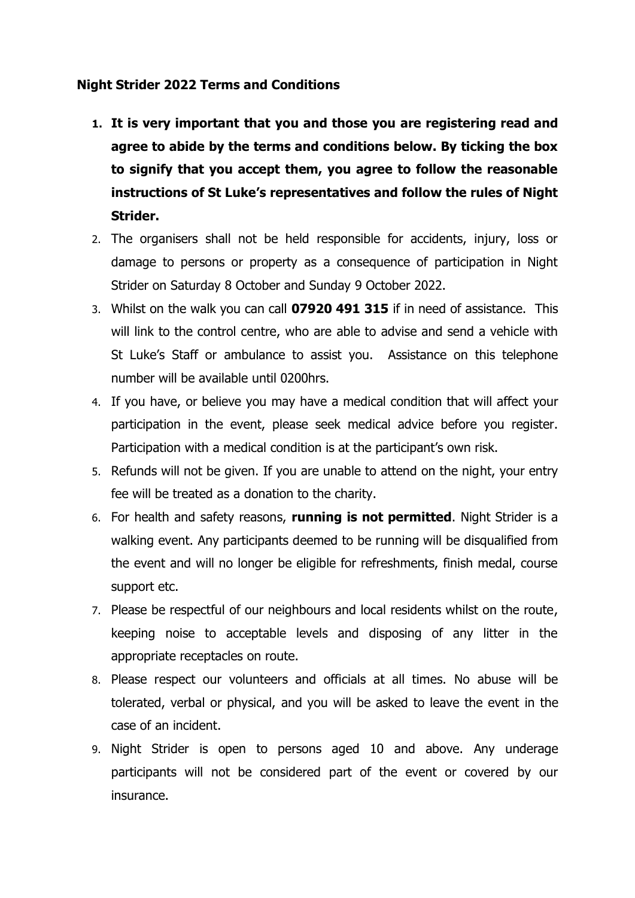**Night Strider 2022 Terms and Conditions**

1. **It is very important that you and those you are registering read and agree to abide by the terms and conditions below. By ticking the box to signify that you accept them, you agree to follow the reasonable instructions of St Luke's representatives and follow the rules of Night Strider.**
2. The organisers shall not be held responsible for accidents, injury, loss or damage to persons or property as a consequence of participation in Night Strider on Saturday 8 October and Sunday 9 October 2022.
3. Whilst on the walk you can call **07920 491 315** if in need of assistance. This will link to the control centre, who are able to advise and send a vehicle with St Luke's Staff or ambulance to assist you. Assistance on this telephone number will be available until 0200hrs.
4. If you have, or believe you may have a medical condition that will affect your participation in the event, please seek medical advice before you register. Participation with a medical condition is at the participant's own risk.
5. Refunds will not be given. If you are unable to attend on the night, your entry fee will be treated as a donation to the charity.
6. For health and safety reasons, **running is not permitted**. Night Strider is a walking event. Any participants deemed to be running will be disqualified from the event and will no longer be eligible for refreshments, finish medal, course support etc.
7. Please be respectful of our neighbours and local residents whilst on the route, keeping noise to acceptable levels and disposing of any litter in the appropriate receptacles on route.
8. Please respect our volunteers and officials at all times. No abuse will be tolerated, verbal or physical, and you will be asked to leave the event in the case of an incident.
9. Night Strider is open to persons aged 10 and above. Any underage participants will not be considered part of the event or covered by our insurance.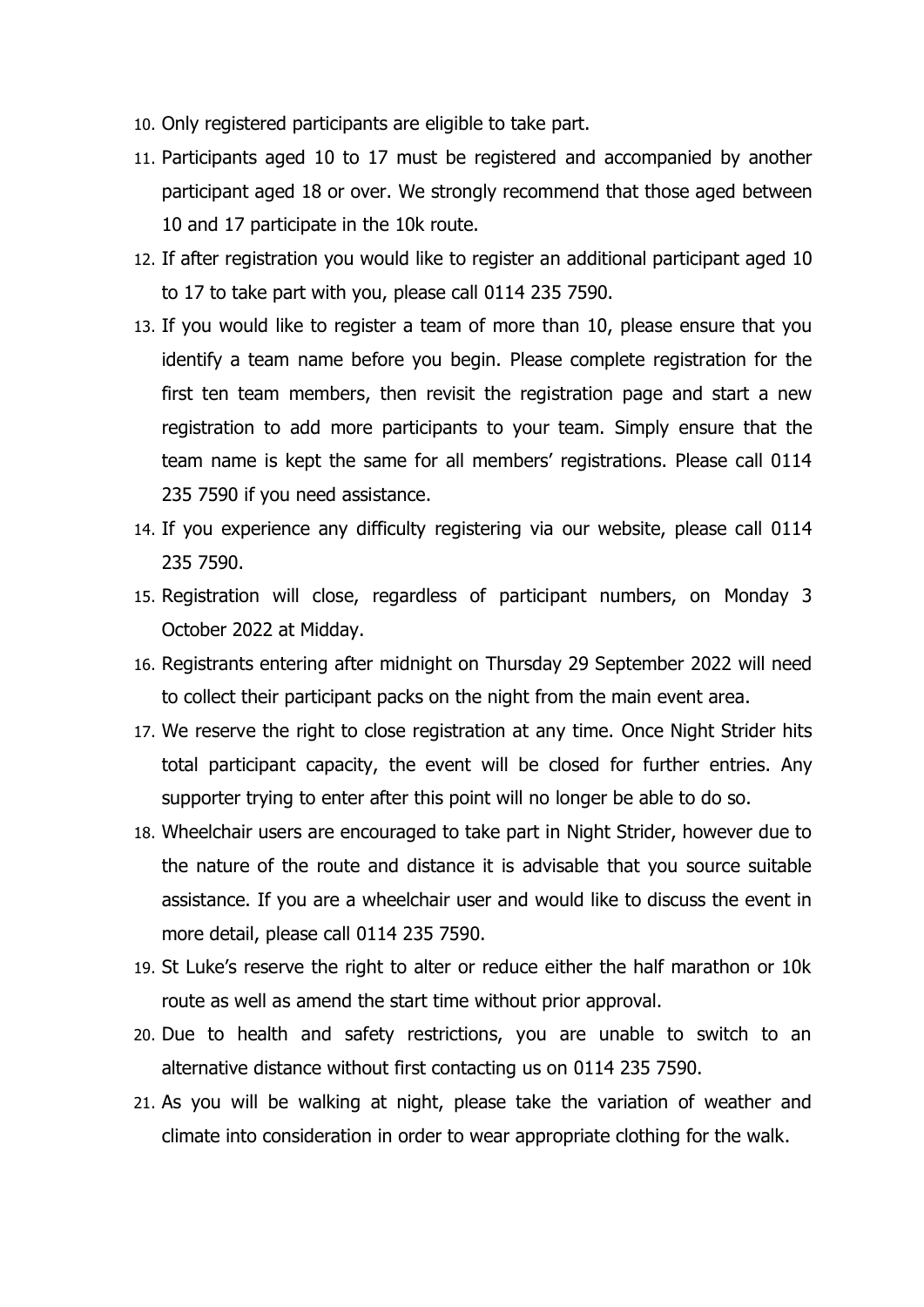10. Only registered participants are eligible to take part.
11. Participants aged 10 to 17 must be registered and accompanied by another participant aged 18 or over. We strongly recommend that those aged between 10 and 17 participate in the 10k route.
12. If after registration you would like to register an additional participant aged 10 to 17 to take part with you, please call 0114 235 7590.
13. If you would like to register a team of more than 10, please ensure that you identify a team name before you begin. Please complete registration for the first ten team members, then revisit the registration page and start a new registration to add more participants to your team. Simply ensure that the team name is kept the same for all members' registrations. Please call 0114 235 7590 if you need assistance.
14. If you experience any difficulty registering via our website, please call 0114 235 7590.
15. Registration will close, regardless of participant numbers, on Monday 3 October 2022 at Midday.
16. Registrants entering after midnight on Thursday 29 September 2022 will need to collect their participant packs on the night from the main event area.
17. We reserve the right to close registration at any time. Once Night Strider hits total participant capacity, the event will be closed for further entries. Any supporter trying to enter after this point will no longer be able to do so.
18. Wheelchair users are encouraged to take part in Night Strider, however due to the nature of the route and distance it is advisable that you source suitable assistance. If you are a wheelchair user and would like to discuss the event in more detail, please call 0114 235 7590.
19. St Luke's reserve the right to alter or reduce either the half marathon or 10k route as well as amend the start time without prior approval.
20. Due to health and safety restrictions, you are unable to switch to an alternative distance without first contacting us on 0114 235 7590.
21. As you will be walking at night, please take the variation of weather and climate into consideration in order to wear appropriate clothing for the walk.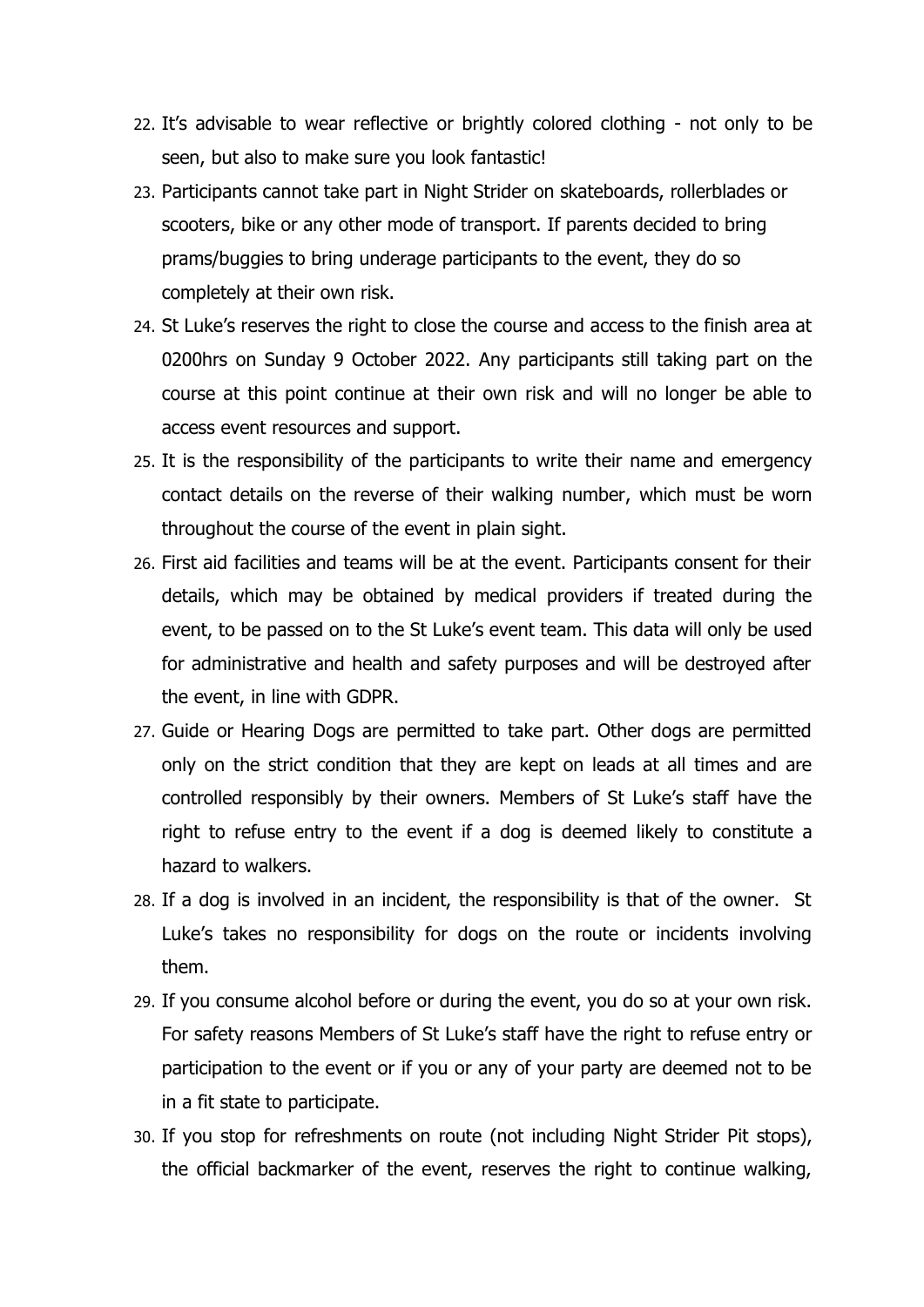22. It's advisable to wear reflective or brightly colored clothing - not only to be seen, but also to make sure you look fantastic!
23. Participants cannot take part in Night Strider on skateboards, rollerblades or scooters, bike or any other mode of transport. If parents decided to bring prams/buggies to bring underage participants to the event, they do so completely at their own risk.
24. St Luke's reserves the right to close the course and access to the finish area at 0200hrs on Sunday 9 October 2022. Any participants still taking part on the course at this point continue at their own risk and will no longer be able to access event resources and support.
25. It is the responsibility of the participants to write their name and emergency contact details on the reverse of their walking number, which must be worn throughout the course of the event in plain sight.
26. First aid facilities and teams will be at the event. Participants consent for their details, which may be obtained by medical providers if treated during the event, to be passed on to the St Luke's event team. This data will only be used for administrative and health and safety purposes and will be destroyed after the event, in line with GDPR.
27. Guide or Hearing Dogs are permitted to take part. Other dogs are permitted only on the strict condition that they are kept on leads at all times and are controlled responsibly by their owners. Members of St Luke's staff have the right to refuse entry to the event if a dog is deemed likely to constitute a hazard to walkers.
28. If a dog is involved in an incident, the responsibility is that of the owner. St Luke's takes no responsibility for dogs on the route or incidents involving them.
29. If you consume alcohol before or during the event, you do so at your own risk. For safety reasons Members of St Luke's staff have the right to refuse entry or participation to the event or if you or any of your party are deemed not to be in a fit state to participate.
30. If you stop for refreshments on route (not including Night Strider Pit stops), the official backmarker of the event, reserves the right to continue walking,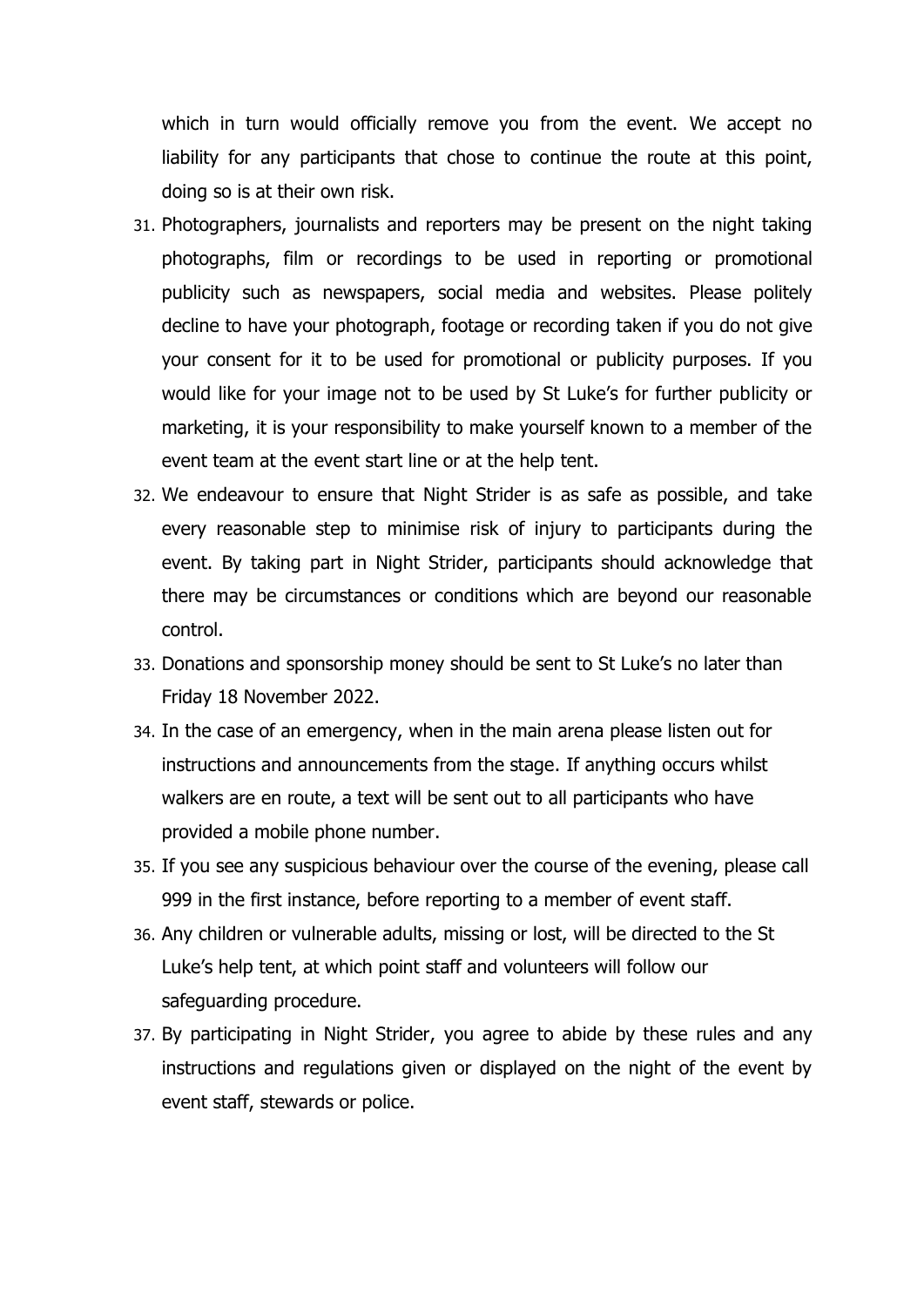which in turn would officially remove you from the event. We accept no liability for any participants that chose to continue the route at this point, doing so is at their own risk.

31. Photographers, journalists and reporters may be present on the night taking photographs, film or recordings to be used in reporting or promotional publicity such as newspapers, social media and websites. Please politely decline to have your photograph, footage or recording taken if you do not give your consent for it to be used for promotional or publicity purposes. If you would like for your image not to be used by St Luke's for further publicity or marketing, it is your responsibility to make yourself known to a member of the event team at the event start line or at the help tent.
32. We endeavour to ensure that Night Strider is as safe as possible, and take every reasonable step to minimise risk of injury to participants during the event. By taking part in Night Strider, participants should acknowledge that there may be circumstances or conditions which are beyond our reasonable control.
33. Donations and sponsorship money should be sent to St Luke's no later than Friday 18 November 2022.
34. In the case of an emergency, when in the main arena please listen out for instructions and announcements from the stage. If anything occurs whilst walkers are en route, a text will be sent out to all participants who have provided a mobile phone number.
35. If you see any suspicious behaviour over the course of the evening, please call 999 in the first instance, before reporting to a member of event staff.
36. Any children or vulnerable adults, missing or lost, will be directed to the St Luke's help tent, at which point staff and volunteers will follow our safeguarding procedure.
37. By participating in Night Strider, you agree to abide by these rules and any instructions and regulations given or displayed on the night of the event by event staff, stewards or police.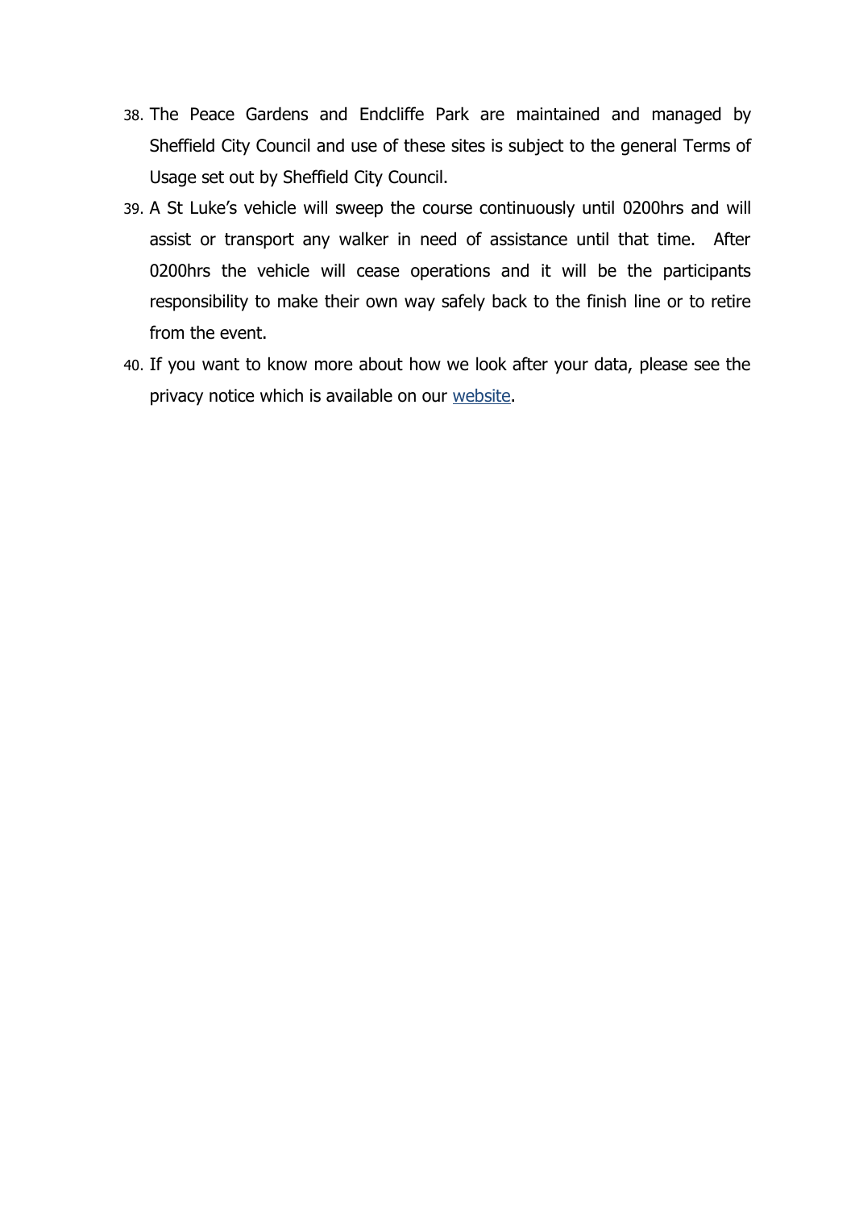38. The Peace Gardens and Endcliffe Park are maintained and managed by Sheffield City Council and use of these sites is subject to the general Terms of Usage set out by Sheffield City Council.
39. A St Luke's vehicle will sweep the course continuously until 0200hrs and will assist or transport any walker in need of assistance until that time. After 0200hrs the vehicle will cease operations and it will be the participants responsibility to make their own way safely back to the finish line or to retire from the event.
40. If you want to know more about how we look after your data, please see the privacy notice which is available on our website.